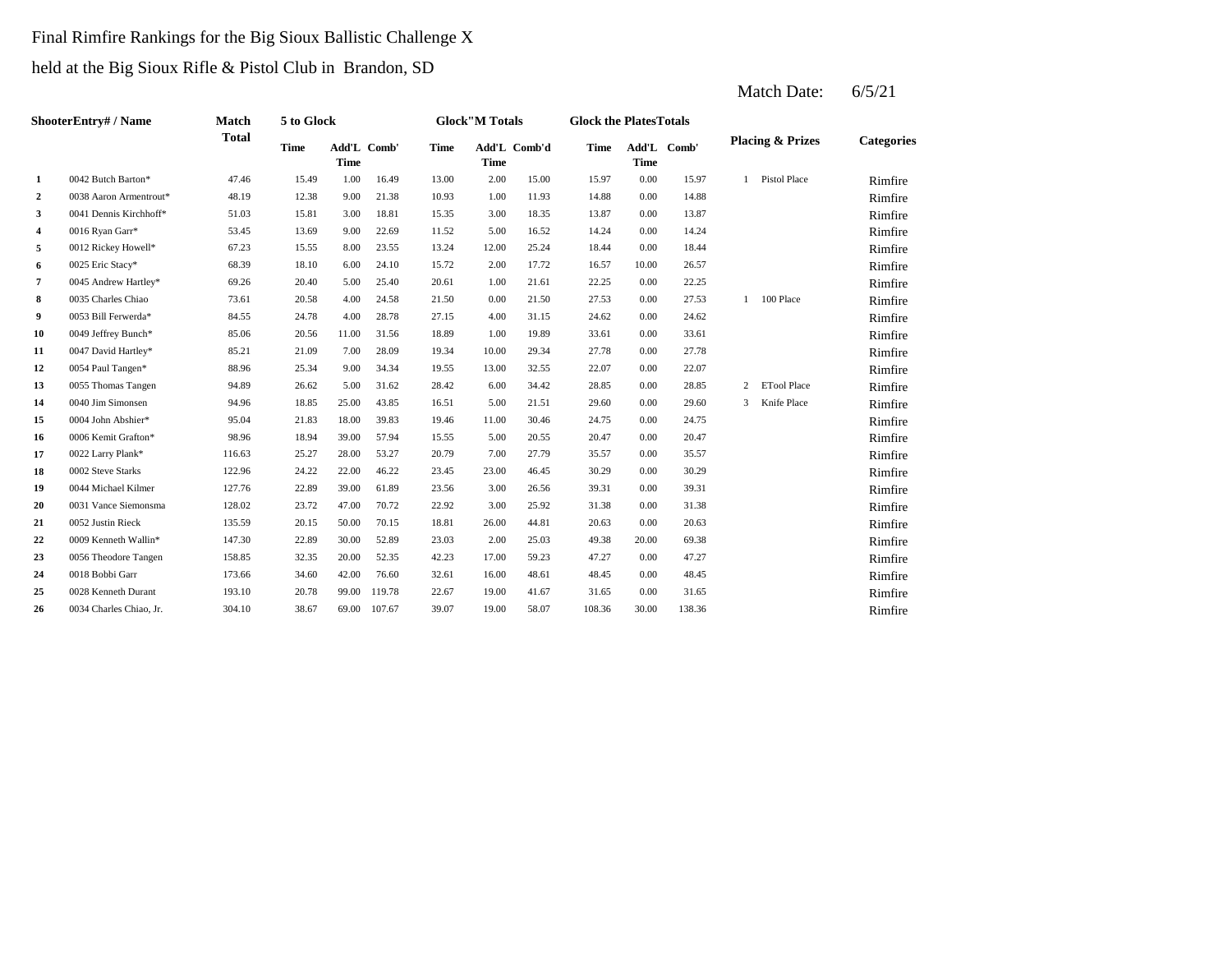Final Rimfire Rankings for the Big Sioux Ballistic Challenge X

held at the Big Sioux Rifle & Pistol Club in Brandon, SD

Match Date: 6/5/21

| | ShooterEntry# / Name | Match Total | 5 to Glock | | | Glock"M Totals | | | Glock the PlatesTotals | | | Placing & Prizes | | Categories |
|---|---|---|---|---|---|---|---|---|---|---|---|---|---|---|
| | | | Time | Add'L Time | Comb' | Time | Add'L Time | Comb'd | Time | Add'L Time | Comb' | | | |
| 1 | 0042 Butch Barton* | 47.46 | 15.49 | 1.00 | 16.49 | 13.00 | 2.00 | 15.00 | 15.97 | 0.00 | 15.97 | 1 | Pistol Place | Rimfire |
| 2 | 0038 Aaron Armentrout* | 48.19 | 12.38 | 9.00 | 21.38 | 10.93 | 1.00 | 11.93 | 14.88 | 0.00 | 14.88 | | | Rimfire |
| 3 | 0041 Dennis Kirchhoff* | 51.03 | 15.81 | 3.00 | 18.81 | 15.35 | 3.00 | 18.35 | 13.87 | 0.00 | 13.87 | | | Rimfire |
| 4 | 0016 Ryan Garr* | 53.45 | 13.69 | 9.00 | 22.69 | 11.52 | 5.00 | 16.52 | 14.24 | 0.00 | 14.24 | | | Rimfire |
| 5 | 0012 Rickey Howell* | 67.23 | 15.55 | 8.00 | 23.55 | 13.24 | 12.00 | 25.24 | 18.44 | 0.00 | 18.44 | | | Rimfire |
| 6 | 0025 Eric Stacy* | 68.39 | 18.10 | 6.00 | 24.10 | 15.72 | 2.00 | 17.72 | 16.57 | 10.00 | 26.57 | | | Rimfire |
| 7 | 0045 Andrew Hartley* | 69.26 | 20.40 | 5.00 | 25.40 | 20.61 | 1.00 | 21.61 | 22.25 | 0.00 | 22.25 | | | Rimfire |
| 8 | 0035 Charles Chiao | 73.61 | 20.58 | 4.00 | 24.58 | 21.50 | 0.00 | 21.50 | 27.53 | 0.00 | 27.53 | 1 | 100 Place | Rimfire |
| 9 | 0053 Bill Ferwerda* | 84.55 | 24.78 | 4.00 | 28.78 | 27.15 | 4.00 | 31.15 | 24.62 | 0.00 | 24.62 | | | Rimfire |
| 10 | 0049 Jeffrey Bunch* | 85.06 | 20.56 | 11.00 | 31.56 | 18.89 | 1.00 | 19.89 | 33.61 | 0.00 | 33.61 | | | Rimfire |
| 11 | 0047 David Hartley* | 85.21 | 21.09 | 7.00 | 28.09 | 19.34 | 10.00 | 29.34 | 27.78 | 0.00 | 27.78 | | | Rimfire |
| 12 | 0054 Paul Tangen* | 88.96 | 25.34 | 9.00 | 34.34 | 19.55 | 13.00 | 32.55 | 22.07 | 0.00 | 22.07 | | | Rimfire |
| 13 | 0055 Thomas Tangen | 94.89 | 26.62 | 5.00 | 31.62 | 28.42 | 6.00 | 34.42 | 28.85 | 0.00 | 28.85 | 2 | ETool Place | Rimfire |
| 14 | 0040 Jim Simonsen | 94.96 | 18.85 | 25.00 | 43.85 | 16.51 | 5.00 | 21.51 | 29.60 | 0.00 | 29.60 | 3 | Knife Place | Rimfire |
| 15 | 0004 John Abshier* | 95.04 | 21.83 | 18.00 | 39.83 | 19.46 | 11.00 | 30.46 | 24.75 | 0.00 | 24.75 | | | Rimfire |
| 16 | 0006 Kemit Grafton* | 98.96 | 18.94 | 39.00 | 57.94 | 15.55 | 5.00 | 20.55 | 20.47 | 0.00 | 20.47 | | | Rimfire |
| 17 | 0022 Larry Plank* | 116.63 | 25.27 | 28.00 | 53.27 | 20.79 | 7.00 | 27.79 | 35.57 | 0.00 | 35.57 | | | Rimfire |
| 18 | 0002 Steve Starks | 122.96 | 24.22 | 22.00 | 46.22 | 23.45 | 23.00 | 46.45 | 30.29 | 0.00 | 30.29 | | | Rimfire |
| 19 | 0044 Michael Kilmer | 127.76 | 22.89 | 39.00 | 61.89 | 23.56 | 3.00 | 26.56 | 39.31 | 0.00 | 39.31 | | | Rimfire |
| 20 | 0031 Vance Siemonsma | 128.02 | 23.72 | 47.00 | 70.72 | 22.92 | 3.00 | 25.92 | 31.38 | 0.00 | 31.38 | | | Rimfire |
| 21 | 0052 Justin Rieck | 135.59 | 20.15 | 50.00 | 70.15 | 18.81 | 26.00 | 44.81 | 20.63 | 0.00 | 20.63 | | | Rimfire |
| 22 | 0009 Kenneth Wallin* | 147.30 | 22.89 | 30.00 | 52.89 | 23.03 | 2.00 | 25.03 | 49.38 | 20.00 | 69.38 | | | Rimfire |
| 23 | 0056 Theodore Tangen | 158.85 | 32.35 | 20.00 | 52.35 | 42.23 | 17.00 | 59.23 | 47.27 | 0.00 | 47.27 | | | Rimfire |
| 24 | 0018 Bobbi Garr | 173.66 | 34.60 | 42.00 | 76.60 | 32.61 | 16.00 | 48.61 | 48.45 | 0.00 | 48.45 | | | Rimfire |
| 25 | 0028 Kenneth Durant | 193.10 | 20.78 | 99.00 | 119.78 | 22.67 | 19.00 | 41.67 | 31.65 | 0.00 | 31.65 | | | Rimfire |
| 26 | 0034 Charles Chiao, Jr. | 304.10 | 38.67 | 69.00 | 107.67 | 39.07 | 19.00 | 58.07 | 108.36 | 30.00 | 138.36 | | | Rimfire |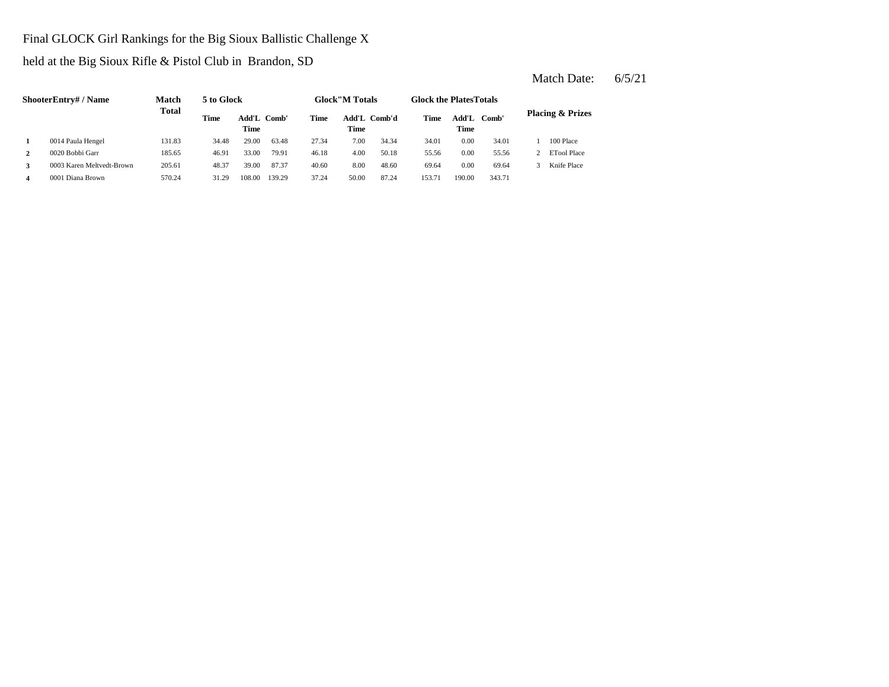Final GLOCK Girl Rankings for the Big Sioux Ballistic Challenge X

held at the Big Sioux Rifle & Pistol Club in Brandon, SD

Match Date: 6/5/21

| Shooter | Entry# / Name | Match Total | 5 to Glock | | | Glock"M Totals | | | Glock the Plates Totals | | | Placing & Prizes | |
|---|---|---|---|---|---|---|---|---|---|---|---|---|---|
| | | | Time | Add'L Time | Comb' | Time | Add'L Time | Comb'd | Time | Add'L Time | Comb' | | |
| 1 | 0014 Paula Hengel | 131.83 | 34.48 | 29.00 | 63.48 | 27.34 | 7.00 | 34.34 | 34.01 | 0.00 | 34.01 | 1 | 100 Place |
| 2 | 0020 Bobbi Garr | 185.65 | 46.91 | 33.00 | 79.91 | 46.18 | 4.00 | 50.18 | 55.56 | 0.00 | 55.56 | 2 | ETool Place |
| 3 | 0003 Karen Meltvedt-Brown | 205.61 | 48.37 | 39.00 | 87.37 | 40.60 | 8.00 | 48.60 | 69.64 | 0.00 | 69.64 | 3 | Knife Place |
| 4 | 0001 Diana Brown | 570.24 | 31.29 | 108.00 | 139.29 | 37.24 | 50.00 | 87.24 | 153.71 | 190.00 | 343.71 | | |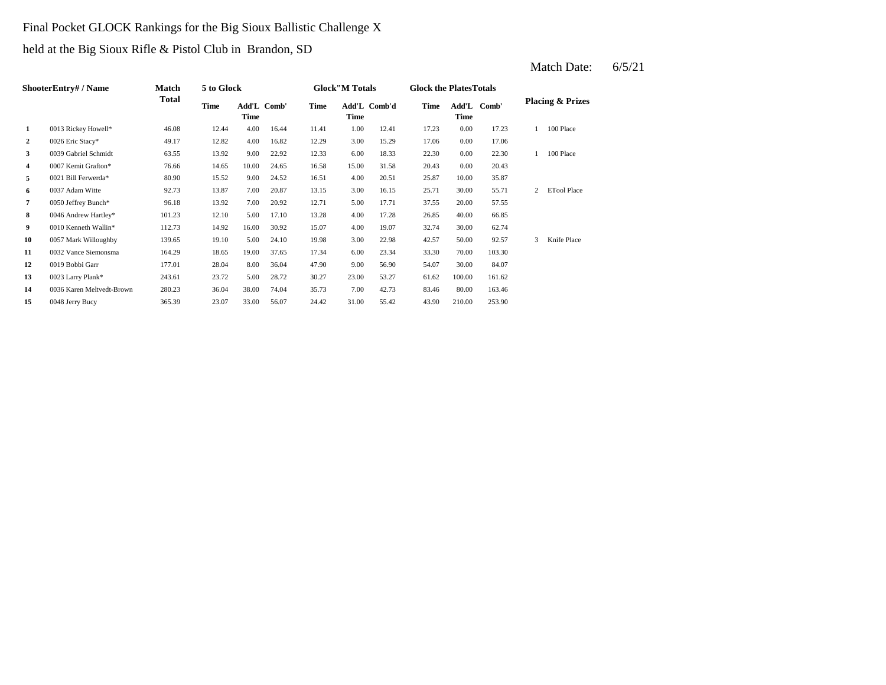Final Pocket GLOCK Rankings for the Big Sioux Ballistic Challenge X

held at the Big Sioux Rifle & Pistol Club in Brandon, SD

Match Date: 6/5/21

| Shooter | Entry# / Name | Match Total | 5 to Glock | | | Glock"M Totals | | | Glock the Plates Totals | | | Placing & Prizes | |
|---|---|---|---|---|---|---|---|---|---|---|---|---|---|
| | | | Time | Add'L Time | Comb' | Time | Add'L Time | Comb'd | Time | Add'L Time | Comb' | | |
| 1 | 0013 Rickey Howell* | 46.08 | 12.44 | 4.00 | 16.44 | 11.41 | 1.00 | 12.41 | 17.23 | 0.00 | 17.23 | 1 | 100 Place |
| 2 | 0026 Eric Stacy* | 49.17 | 12.82 | 4.00 | 16.82 | 12.29 | 3.00 | 15.29 | 17.06 | 0.00 | 17.06 | | |
| 3 | 0039 Gabriel Schmidt | 63.55 | 13.92 | 9.00 | 22.92 | 12.33 | 6.00 | 18.33 | 22.30 | 0.00 | 22.30 | 1 | 100 Place |
| 4 | 0007 Kemit Grafton* | 76.66 | 14.65 | 10.00 | 24.65 | 16.58 | 15.00 | 31.58 | 20.43 | 0.00 | 20.43 | | |
| 5 | 0021 Bill Ferwerda* | 80.90 | 15.52 | 9.00 | 24.52 | 16.51 | 4.00 | 20.51 | 25.87 | 10.00 | 35.87 | | |
| 6 | 0037 Adam Witte | 92.73 | 13.87 | 7.00 | 20.87 | 13.15 | 3.00 | 16.15 | 25.71 | 30.00 | 55.71 | 2 | ETool Place |
| 7 | 0050 Jeffrey Bunch* | 96.18 | 13.92 | 7.00 | 20.92 | 12.71 | 5.00 | 17.71 | 37.55 | 20.00 | 57.55 | | |
| 8 | 0046 Andrew Hartley* | 101.23 | 12.10 | 5.00 | 17.10 | 13.28 | 4.00 | 17.28 | 26.85 | 40.00 | 66.85 | | |
| 9 | 0010 Kenneth Wallin* | 112.73 | 14.92 | 16.00 | 30.92 | 15.07 | 4.00 | 19.07 | 32.74 | 30.00 | 62.74 | | |
| 10 | 0057 Mark Willoughby | 139.65 | 19.10 | 5.00 | 24.10 | 19.98 | 3.00 | 22.98 | 42.57 | 50.00 | 92.57 | 3 | Knife Place |
| 11 | 0032 Vance Siemonsma | 164.29 | 18.65 | 19.00 | 37.65 | 17.34 | 6.00 | 23.34 | 33.30 | 70.00 | 103.30 | | |
| 12 | 0019 Bobbi Garr | 177.01 | 28.04 | 8.00 | 36.04 | 47.90 | 9.00 | 56.90 | 54.07 | 30.00 | 84.07 | | |
| 13 | 0023 Larry Plank* | 243.61 | 23.72 | 5.00 | 28.72 | 30.27 | 23.00 | 53.27 | 61.62 | 100.00 | 161.62 | | |
| 14 | 0036 Karen Meltvedt-Brown | 280.23 | 36.04 | 38.00 | 74.04 | 35.73 | 7.00 | 42.73 | 83.46 | 80.00 | 163.46 | | |
| 15 | 0048 Jerry Bucy | 365.39 | 23.07 | 33.00 | 56.07 | 24.42 | 31.00 | 55.42 | 43.90 | 210.00 | 253.90 | | |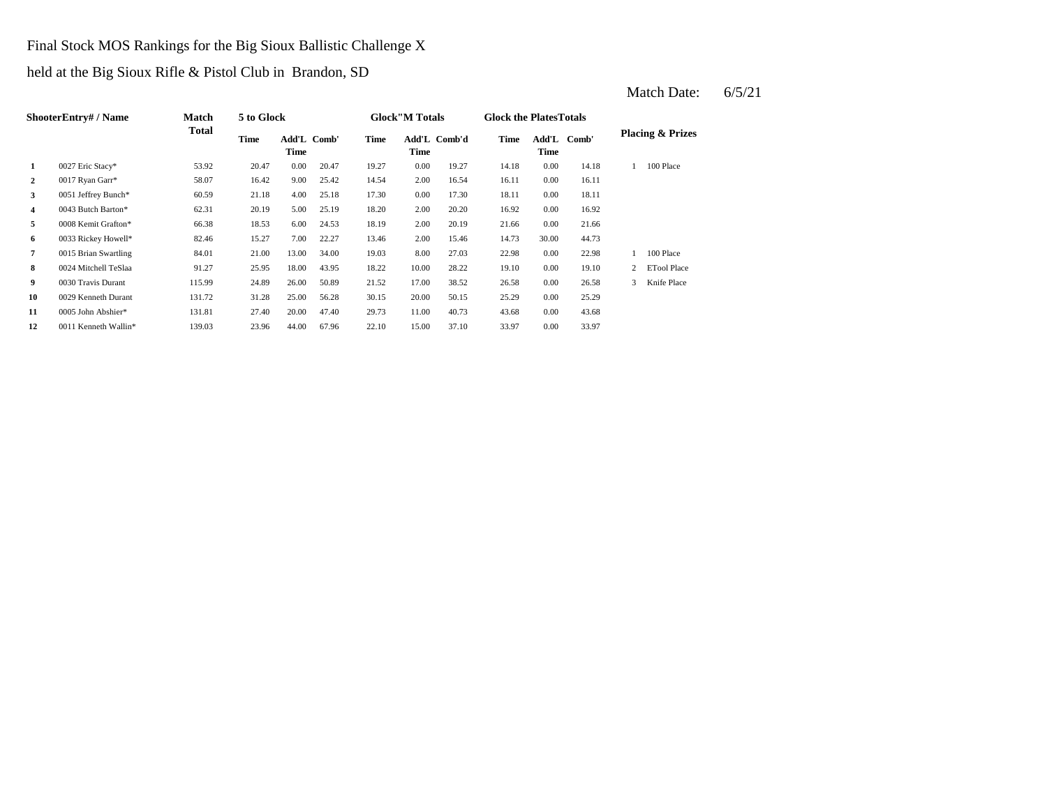Final Stock MOS Rankings for the Big Sioux Ballistic Challenge X

held at the Big Sioux Rifle & Pistol Club in Brandon, SD

Match Date: 6/5/21

| Shooter | Entry# / Name | Match Total | 5 to Glock | | | Glock"M Totals | | | Glock the Plates Totals | | | Placing & Prizes | |
|---|---|---|---|---|---|---|---|---|---|---|---|---|---|
| | | | Time | Add'L Time | Comb' | Time | Add'L Time | Comb'd | Time | Add'L Time | Comb' | | |
| 1 | 0027 Eric Stacy* | 53.92 | 20.47 | 0.00 | 20.47 | 19.27 | 0.00 | 19.27 | 14.18 | 0.00 | 14.18 | 1 | 100 Place |
| 2 | 0017 Ryan Garr* | 58.07 | 16.42 | 9.00 | 25.42 | 14.54 | 2.00 | 16.54 | 16.11 | 0.00 | 16.11 | | |
| 3 | 0051 Jeffrey Bunch* | 60.59 | 21.18 | 4.00 | 25.18 | 17.30 | 0.00 | 17.30 | 18.11 | 0.00 | 18.11 | | |
| 4 | 0043 Butch Barton* | 62.31 | 20.19 | 5.00 | 25.19 | 18.20 | 2.00 | 20.20 | 16.92 | 0.00 | 16.92 | | |
| 5 | 0008 Kemit Grafton* | 66.38 | 18.53 | 6.00 | 24.53 | 18.19 | 2.00 | 20.19 | 21.66 | 0.00 | 21.66 | | |
| 6 | 0033 Rickey Howell* | 82.46 | 15.27 | 7.00 | 22.27 | 13.46 | 2.00 | 15.46 | 14.73 | 30.00 | 44.73 | | |
| 7 | 0015 Brian Swartling | 84.01 | 21.00 | 13.00 | 34.00 | 19.03 | 8.00 | 27.03 | 22.98 | 0.00 | 22.98 | 1 | 100 Place |
| 8 | 0024 Mitchell TeSlaa | 91.27 | 25.95 | 18.00 | 43.95 | 18.22 | 10.00 | 28.22 | 19.10 | 0.00 | 19.10 | 2 | ETool Place |
| 9 | 0030 Travis Durant | 115.99 | 24.89 | 26.00 | 50.89 | 21.52 | 17.00 | 38.52 | 26.58 | 0.00 | 26.58 | 3 | Knife Place |
| 10 | 0029 Kenneth Durant | 131.72 | 31.28 | 25.00 | 56.28 | 30.15 | 20.00 | 50.15 | 25.29 | 0.00 | 25.29 | | |
| 11 | 0005 John Abshier* | 131.81 | 27.40 | 20.00 | 47.40 | 29.73 | 11.00 | 40.73 | 43.68 | 0.00 | 43.68 | | |
| 12 | 0011 Kenneth Wallin* | 139.03 | 23.96 | 44.00 | 67.96 | 22.10 | 15.00 | 37.10 | 33.97 | 0.00 | 33.97 | | |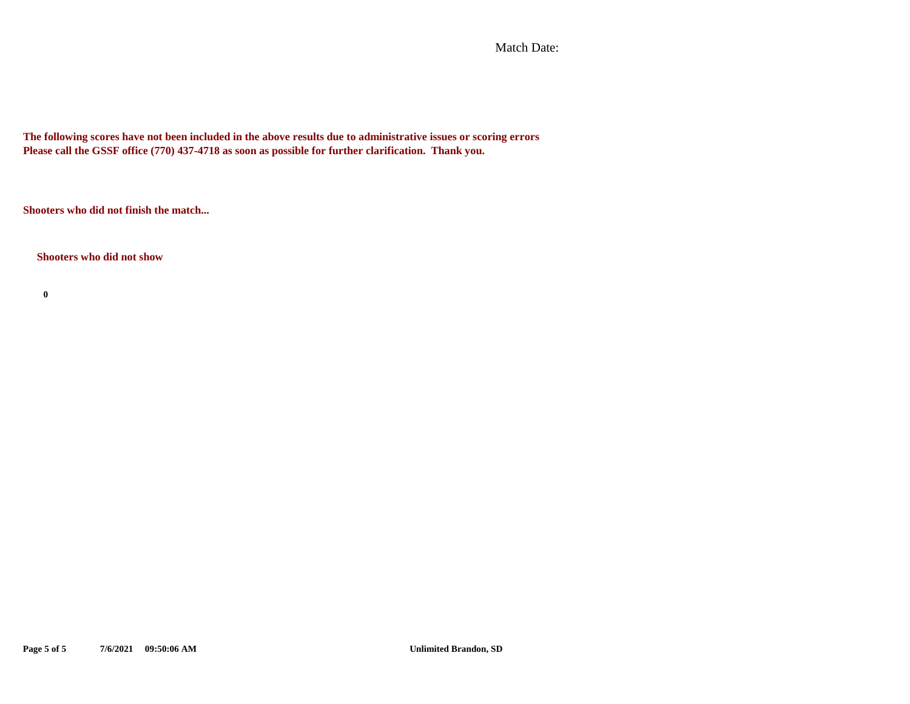Match Date:

**The following scores have not been included in the above results due to administrative issues or scoring errors**
**Please call the GSSF office (770) 437-4718 as soon as possible for further clarification. Thank you.**

**Shooters who did not finish the match...**

**Shooters who did not show**

**0**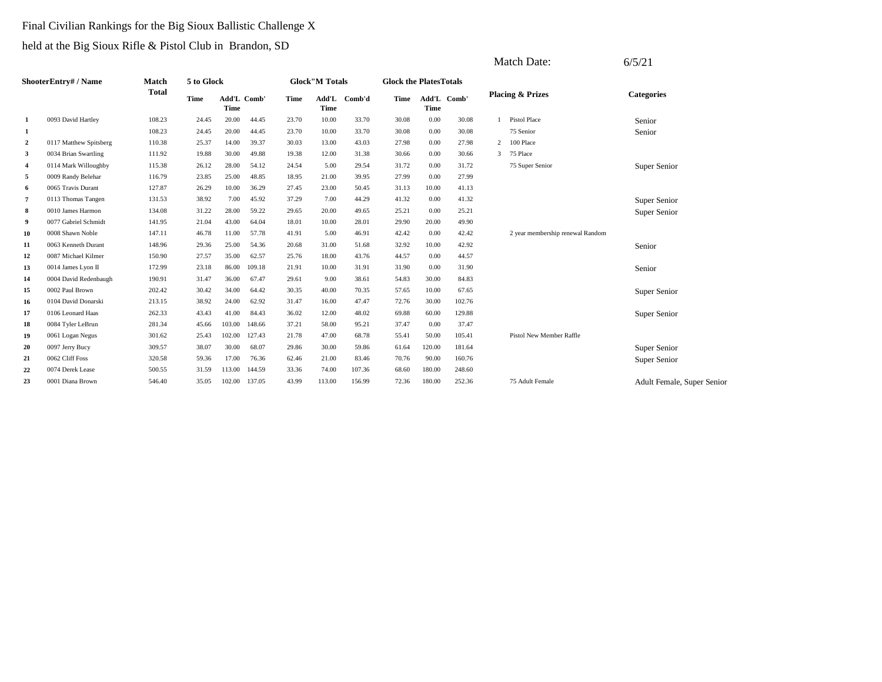Final Civilian Rankings for the Big Sioux Ballistic Challenge X

held at the Big Sioux Rifle & Pistol Club in Brandon, SD

Match Date: 6/5/21

| Shooter | Entry# / Name | Match Total | 5 to Glock | | | Glock"M Totals | | | Glock the Plates Totals | | | Placing & Prizes | | Categories |
|---|---|---|---|---|---|---|---|---|---|---|---|---|---|---|
| | | | Time | Add'L Time | Comb' | Time | Add'L Time | Comb'd | Time | Add'L Time | Comb' | | | |
| 1 | 0093 David Hartley | 108.23 | 24.45 | 20.00 | 44.45 | 23.70 | 10.00 | 33.70 | 30.08 | 0.00 | 30.08 | 1 | Pistol Place | Senior |
| 1 | | 108.23 | 24.45 | 20.00 | 44.45 | 23.70 | 10.00 | 33.70 | 30.08 | 0.00 | 30.08 | | 75 Senior | Senior |
| 2 | 0117 Matthew Spitsberg | 110.38 | 25.37 | 14.00 | 39.37 | 30.03 | 13.00 | 43.03 | 27.98 | 0.00 | 27.98 | 2 | 100 Place | |
| 3 | 0034 Brian Swartling | 111.92 | 19.88 | 30.00 | 49.88 | 19.38 | 12.00 | 31.38 | 30.66 | 0.00 | 30.66 | 3 | 75 Place | |
| 4 | 0114 Mark Willoughby | 115.38 | 26.12 | 28.00 | 54.12 | 24.54 | 5.00 | 29.54 | 31.72 | 0.00 | 31.72 | | 75 Super Senior | Super Senior |
| 5 | 0009 Randy Belehar | 116.79 | 23.85 | 25.00 | 48.85 | 18.95 | 21.00 | 39.95 | 27.99 | 0.00 | 27.99 | | | |
| 6 | 0065 Travis Durant | 127.87 | 26.29 | 10.00 | 36.29 | 27.45 | 23.00 | 50.45 | 31.13 | 10.00 | 41.13 | | | |
| 7 | 0113 Thomas Tangen | 131.53 | 38.92 | 7.00 | 45.92 | 37.29 | 7.00 | 44.29 | 41.32 | 0.00 | 41.32 | | | Super Senior |
| 8 | 0010 James Harmon | 134.08 | 31.22 | 28.00 | 59.22 | 29.65 | 20.00 | 49.65 | 25.21 | 0.00 | 25.21 | | | Super Senior |
| 9 | 0077 Gabriel Schmidt | 141.95 | 21.04 | 43.00 | 64.04 | 18.01 | 10.00 | 28.01 | 29.90 | 20.00 | 49.90 | | | |
| 10 | 0008 Shawn Noble | 147.11 | 46.78 | 11.00 | 57.78 | 41.91 | 5.00 | 46.91 | 42.42 | 0.00 | 42.42 | | 2 year membership renewal Random | |
| 11 | 0063 Kenneth Durant | 148.96 | 29.36 | 25.00 | 54.36 | 20.68 | 31.00 | 51.68 | 32.92 | 10.00 | 42.92 | | | Senior |
| 12 | 0087 Michael Kilmer | 150.90 | 27.57 | 35.00 | 62.57 | 25.76 | 18.00 | 43.76 | 44.57 | 0.00 | 44.57 | | | |
| 13 | 0014 James Lyon II | 172.99 | 23.18 | 86.00 | 109.18 | 21.91 | 10.00 | 31.91 | 31.90 | 0.00 | 31.90 | | | Senior |
| 14 | 0004 David Redenbaugh | 190.91 | 31.47 | 36.00 | 67.47 | 29.61 | 9.00 | 38.61 | 54.83 | 30.00 | 84.83 | | | |
| 15 | 0002 Paul Brown | 202.42 | 30.42 | 34.00 | 64.42 | 30.35 | 40.00 | 70.35 | 57.65 | 10.00 | 67.65 | | | Super Senior |
| 16 | 0104 David Donarski | 213.15 | 38.92 | 24.00 | 62.92 | 31.47 | 16.00 | 47.47 | 72.76 | 30.00 | 102.76 | | | |
| 17 | 0106 Leonard Haas | 262.33 | 43.43 | 41.00 | 84.43 | 36.02 | 12.00 | 48.02 | 69.88 | 60.00 | 129.88 | | | Super Senior |
| 18 | 0084 Tyler LeBrun | 281.34 | 45.66 | 103.00 | 148.66 | 37.21 | 58.00 | 95.21 | 37.47 | 0.00 | 37.47 | | | |
| 19 | 0061 Logan Negus | 301.62 | 25.43 | 102.00 | 127.43 | 21.78 | 47.00 | 68.78 | 55.41 | 50.00 | 105.41 | | Pistol New Member Raffle | |
| 20 | 0097 Jerry Bucy | 309.57 | 38.07 | 30.00 | 68.07 | 29.86 | 30.00 | 59.86 | 61.64 | 120.00 | 181.64 | | | Super Senior |
| 21 | 0062 Cliff Foss | 320.58 | 59.36 | 17.00 | 76.36 | 62.46 | 21.00 | 83.46 | 70.76 | 90.00 | 160.76 | | | Super Senior |
| 22 | 0074 Derek Lease | 500.55 | 31.59 | 113.00 | 144.59 | 33.36 | 74.00 | 107.36 | 68.60 | 180.00 | 248.60 | | | |
| 23 | 0001 Diana Brown | 546.40 | 35.05 | 102.00 | 137.05 | 43.99 | 113.00 | 156.99 | 72.36 | 180.00 | 252.36 | | 75 Adult Female | Adult Female, Super Senior |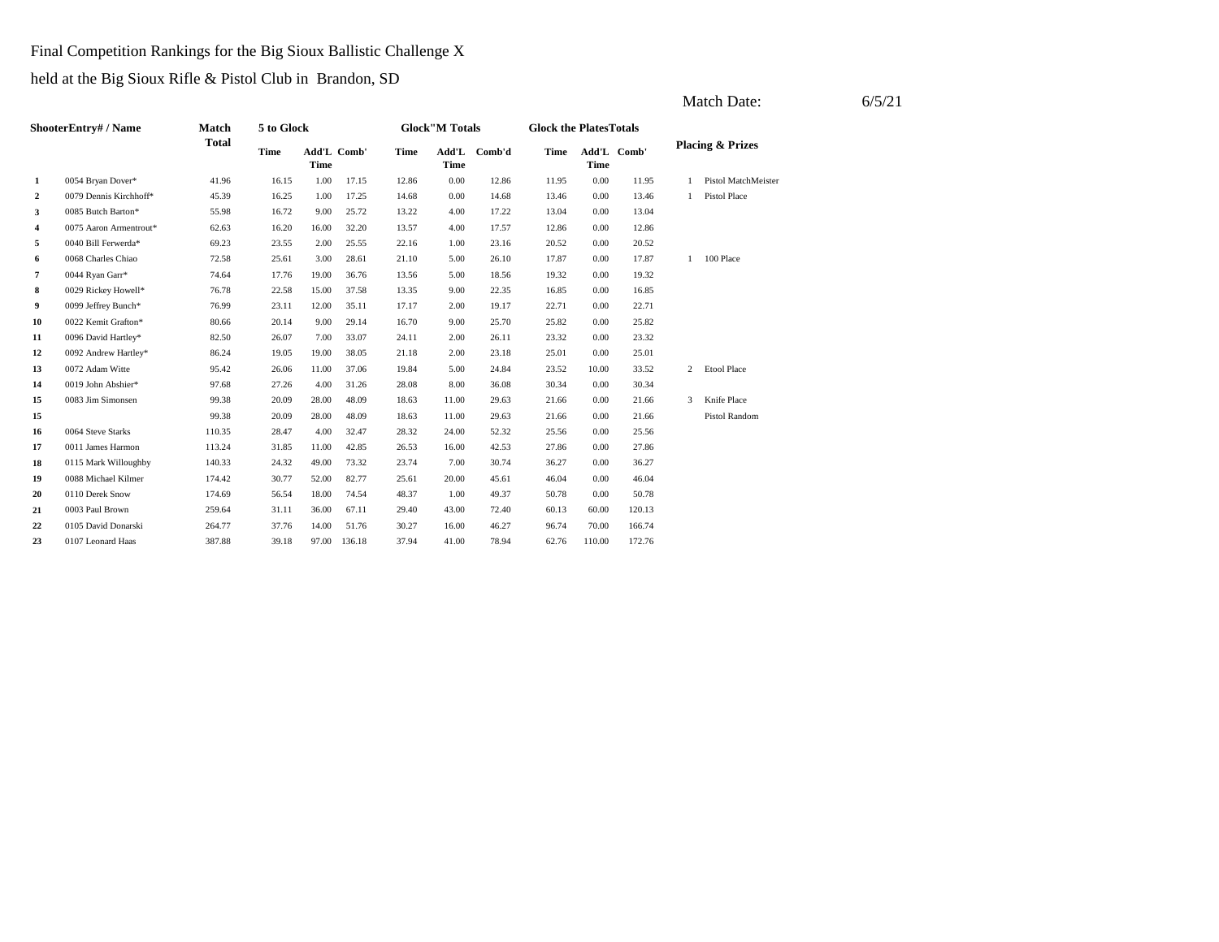Final Competition Rankings for the Big Sioux Ballistic Challenge X

held at the Big Sioux Rifle & Pistol Club in Brandon, SD

Match Date: 6/5/21

| Shooter | Entry# / Name | Match Total | 5 to Glock | | | Glock"M Totals | | | Glock the Plates Totals | | | Placing & Prizes | |
|---|---|---|---|---|---|---|---|---|---|---|---|---|---|
| | | | Time | Add'L Time | Comb' | Time | Add'L Time | Comb'd | Time | Add'L Time | Comb' | | |
| 1 | 0054 Bryan Dover* | 41.96 | 16.15 | 1.00 | 17.15 | 12.86 | 0.00 | 12.86 | 11.95 | 0.00 | 11.95 | 1 | Pistol MatchMeister |
| 2 | 0079 Dennis Kirchhoff* | 45.39 | 16.25 | 1.00 | 17.25 | 14.68 | 0.00 | 14.68 | 13.46 | 0.00 | 13.46 | 1 | Pistol Place |
| 3 | 0085 Butch Barton* | 55.98 | 16.72 | 9.00 | 25.72 | 13.22 | 4.00 | 17.22 | 13.04 | 0.00 | 13.04 | | |
| 4 | 0075 Aaron Armentrout* | 62.63 | 16.20 | 16.00 | 32.20 | 13.57 | 4.00 | 17.57 | 12.86 | 0.00 | 12.86 | | |
| 5 | 0040 Bill Ferwerda* | 69.23 | 23.55 | 2.00 | 25.55 | 22.16 | 1.00 | 23.16 | 20.52 | 0.00 | 20.52 | | |
| 6 | 0068 Charles Chiao | 72.58 | 25.61 | 3.00 | 28.61 | 21.10 | 5.00 | 26.10 | 17.87 | 0.00 | 17.87 | 1 | 100 Place |
| 7 | 0044 Ryan Garr* | 74.64 | 17.76 | 19.00 | 36.76 | 13.56 | 5.00 | 18.56 | 19.32 | 0.00 | 19.32 | | |
| 8 | 0029 Rickey Howell* | 76.78 | 22.58 | 15.00 | 37.58 | 13.35 | 9.00 | 22.35 | 16.85 | 0.00 | 16.85 | | |
| 9 | 0099 Jeffrey Bunch* | 76.99 | 23.11 | 12.00 | 35.11 | 17.17 | 2.00 | 19.17 | 22.71 | 0.00 | 22.71 | | |
| 10 | 0022 Kemit Grafton* | 80.66 | 20.14 | 9.00 | 29.14 | 16.70 | 9.00 | 25.70 | 25.82 | 0.00 | 25.82 | | |
| 11 | 0096 David Hartley* | 82.50 | 26.07 | 7.00 | 33.07 | 24.11 | 2.00 | 26.11 | 23.32 | 0.00 | 23.32 | | |
| 12 | 0092 Andrew Hartley* | 86.24 | 19.05 | 19.00 | 38.05 | 21.18 | 2.00 | 23.18 | 25.01 | 0.00 | 25.01 | | |
| 13 | 0072 Adam Witte | 95.42 | 26.06 | 11.00 | 37.06 | 19.84 | 5.00 | 24.84 | 23.52 | 10.00 | 33.52 | 2 | Etool Place |
| 14 | 0019 John Abshier* | 97.68 | 27.26 | 4.00 | 31.26 | 28.08 | 8.00 | 36.08 | 30.34 | 0.00 | 30.34 | | |
| 15 | 0083 Jim Simonsen | 99.38 | 20.09 | 28.00 | 48.09 | 18.63 | 11.00 | 29.63 | 21.66 | 0.00 | 21.66 | 3 | Knife Place |
| 15 | | 99.38 | 20.09 | 28.00 | 48.09 | 18.63 | 11.00 | 29.63 | 21.66 | 0.00 | 21.66 | | Pistol Random |
| 16 | 0064 Steve Starks | 110.35 | 28.47 | 4.00 | 32.47 | 28.32 | 24.00 | 52.32 | 25.56 | 0.00 | 25.56 | | |
| 17 | 0011 James Harmon | 113.24 | 31.85 | 11.00 | 42.85 | 26.53 | 16.00 | 42.53 | 27.86 | 0.00 | 27.86 | | |
| 18 | 0115 Mark Willoughby | 140.33 | 24.32 | 49.00 | 73.32 | 23.74 | 7.00 | 30.74 | 36.27 | 0.00 | 36.27 | | |
| 19 | 0088 Michael Kilmer | 174.42 | 30.77 | 52.00 | 82.77 | 25.61 | 20.00 | 45.61 | 46.04 | 0.00 | 46.04 | | |
| 20 | 0110 Derek Snow | 174.69 | 56.54 | 18.00 | 74.54 | 48.37 | 1.00 | 49.37 | 50.78 | 0.00 | 50.78 | | |
| 21 | 0003 Paul Brown | 259.64 | 31.11 | 36.00 | 67.11 | 29.40 | 43.00 | 72.40 | 60.13 | 60.00 | 120.13 | | |
| 22 | 0105 David Donarski | 264.77 | 37.76 | 14.00 | 51.76 | 30.27 | 16.00 | 46.27 | 96.74 | 70.00 | 166.74 | | |
| 23 | 0107 Leonard Haas | 387.88 | 39.18 | 97.00 | 136.18 | 37.94 | 41.00 | 78.94 | 62.76 | 110.00 | 172.76 | | |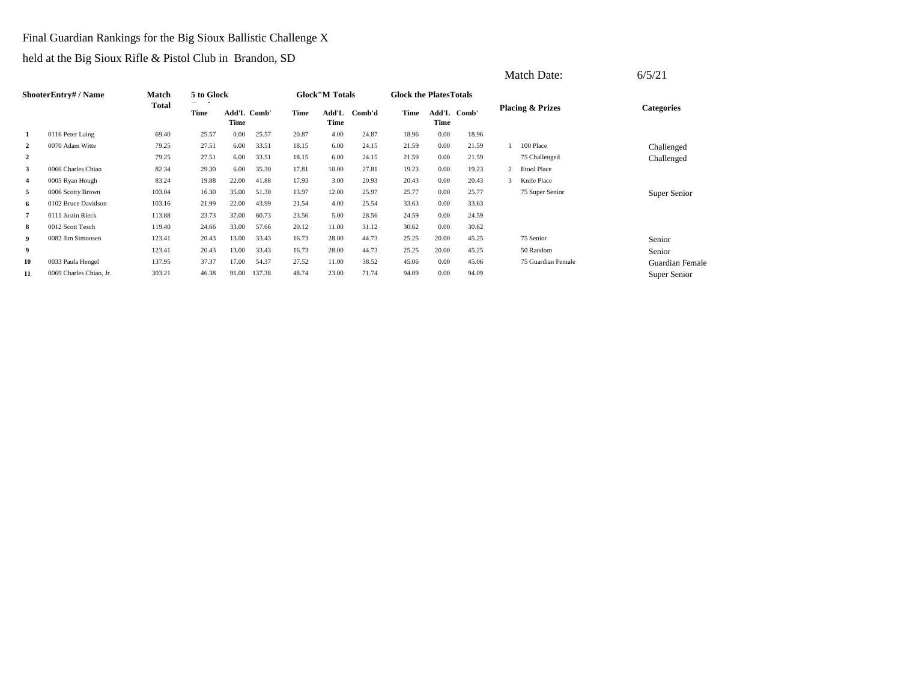Final Guardian Rankings for the Big Sioux Ballistic Challenge X

held at the Big Sioux Rifle & Pistol Club in Brandon, SD

Match Date: 6/5/21

| Shooter | Entry# / Name | Match Total | 5 to Glock | | | Glock"M Totals | | | Glock the Plates Totals | | | Placing & Prizes | | Categories |
|---|---|---|---|---|---|---|---|---|---|---|---|---|---|---|
| | | | Time | Add'L Time | Comb' | Time | Add'L Time | Comb'd | Time | Add'L Time | Comb' | | | |
| 1 | 0116 Peter Laing | 69.40 | 25.57 | 0.00 | 25.57 | 20.87 | 4.00 | 24.87 | 18.96 | 0.00 | 18.96 | | | |
| 2 | 0070 Adam Witte | 79.25 | 27.51 | 6.00 | 33.51 | 18.15 | 6.00 | 24.15 | 21.59 | 0.00 | 21.59 | 1 | 100 Place | Challenged |
| 2 | | 79.25 | 27.51 | 6.00 | 33.51 | 18.15 | 6.00 | 24.15 | 21.59 | 0.00 | 21.59 | | 75 Challenged | Challenged |
| 3 | 0066 Charles Chiao | 82.34 | 29.30 | 6.00 | 35.30 | 17.81 | 10.00 | 27.81 | 19.23 | 0.00 | 19.23 | 2 | Etool Place | |
| 4 | 0005 Ryan Hough | 83.24 | 19.88 | 22.00 | 41.88 | 17.93 | 3.00 | 20.93 | 20.43 | 0.00 | 20.43 | 3 | Knife Place | |
| 5 | 0006 Scotty Brown | 103.04 | 16.30 | 35.00 | 51.30 | 13.97 | 12.00 | 25.97 | 25.77 | 0.00 | 25.77 | | 75 Super Senior | Super Senior |
| 6 | 0102 Bruce Davidson | 103.16 | 21.99 | 22.00 | 43.99 | 21.54 | 4.00 | 25.54 | 33.63 | 0.00 | 33.63 | | | |
| 7 | 0111 Justin Rieck | 113.88 | 23.73 | 37.00 | 60.73 | 23.56 | 5.00 | 28.56 | 24.59 | 0.00 | 24.59 | | | |
| 8 | 0012 Scott Tesch | 119.40 | 24.66 | 33.00 | 57.66 | 20.12 | 11.00 | 31.12 | 30.62 | 0.00 | 30.62 | | | |
| 9 | 0082 Jim Simonsen | 123.41 | 20.43 | 13.00 | 33.43 | 16.73 | 28.00 | 44.73 | 25.25 | 20.00 | 45.25 | | 75 Senior | Senior |
| 9 | | 123.41 | 20.43 | 13.00 | 33.43 | 16.73 | 28.00 | 44.73 | 25.25 | 20.00 | 45.25 | | 50 Random | Senior |
| 10 | 0033 Paula Hengel | 137.95 | 37.37 | 17.00 | 54.37 | 27.52 | 11.00 | 38.52 | 45.06 | 0.00 | 45.06 | | 75 Guardian Female | Guardian Female |
| 11 | 0069 Charles Chiao, Jr. | 303.21 | 46.38 | 91.00 | 137.38 | 48.74 | 23.00 | 71.74 | 94.09 | 0.00 | 94.09 | | | Super Senior |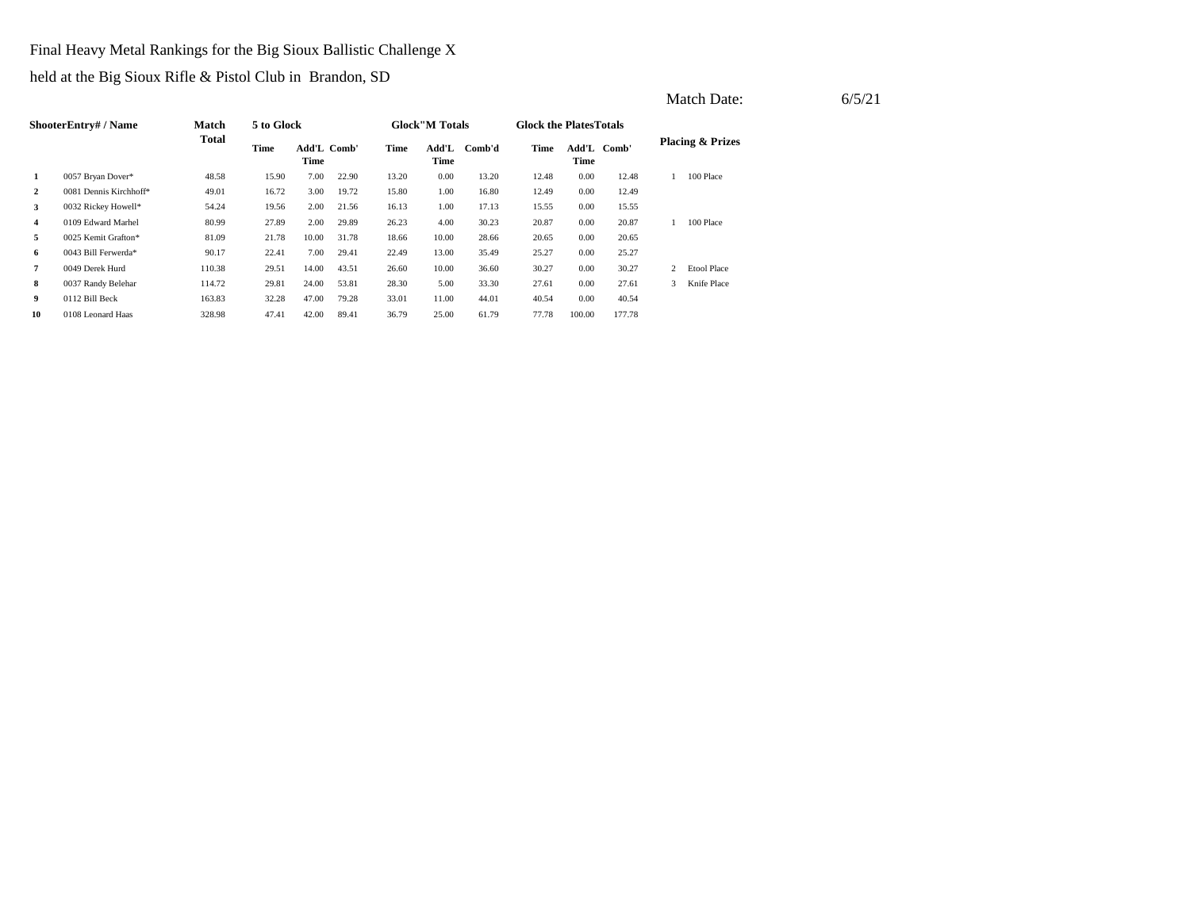Final Heavy Metal Rankings for the Big Sioux Ballistic Challenge X

held at the Big Sioux Rifle & Pistol Club in Brandon, SD

Match Date: 6/5/21

| Shooter | Entry# / Name | Match Total | 5 to Glock | | | Glock"M Totals | | | Glock the Plates Totals | | | Placing & Prizes | |
|---|---|---|---|---|---|---|---|---|---|---|---|---|---|
| | | | Time | Add'L Time | Comb' | Time | Add'L Time | Comb'd | Time | Add'L Time | Comb' | | |
| 1 | 0057 Bryan Dover* | 48.58 | 15.90 | 7.00 | 22.90 | 13.20 | 0.00 | 13.20 | 12.48 | 0.00 | 12.48 | 1 | 100 Place |
| 2 | 0081 Dennis Kirchhoff* | 49.01 | 16.72 | 3.00 | 19.72 | 15.80 | 1.00 | 16.80 | 12.49 | 0.00 | 12.49 | | |
| 3 | 0032 Rickey Howell* | 54.24 | 19.56 | 2.00 | 21.56 | 16.13 | 1.00 | 17.13 | 15.55 | 0.00 | 15.55 | | |
| 4 | 0109 Edward Marhel | 80.99 | 27.89 | 2.00 | 29.89 | 26.23 | 4.00 | 30.23 | 20.87 | 0.00 | 20.87 | 1 | 100 Place |
| 5 | 0025 Kemit Grafton* | 81.09 | 21.78 | 10.00 | 31.78 | 18.66 | 10.00 | 28.66 | 20.65 | 0.00 | 20.65 | | |
| 6 | 0043 Bill Ferwerda* | 90.17 | 22.41 | 7.00 | 29.41 | 22.49 | 13.00 | 35.49 | 25.27 | 0.00 | 25.27 | | |
| 7 | 0049 Derek Hurd | 110.38 | 29.51 | 14.00 | 43.51 | 26.60 | 10.00 | 36.60 | 30.27 | 0.00 | 30.27 | 2 | Etool Place |
| 8 | 0037 Randy Belehar | 114.72 | 29.81 | 24.00 | 53.81 | 28.30 | 5.00 | 33.30 | 27.61 | 0.00 | 27.61 | 3 | Knife Place |
| 9 | 0112 Bill Beck | 163.83 | 32.28 | 47.00 | 79.28 | 33.01 | 11.00 | 44.01 | 40.54 | 0.00 | 40.54 | | |
| 10 | 0108 Leonard Haas | 328.98 | 47.41 | 42.00 | 89.41 | 36.79 | 25.00 | 61.79 | 77.78 | 100.00 | 177.78 | | |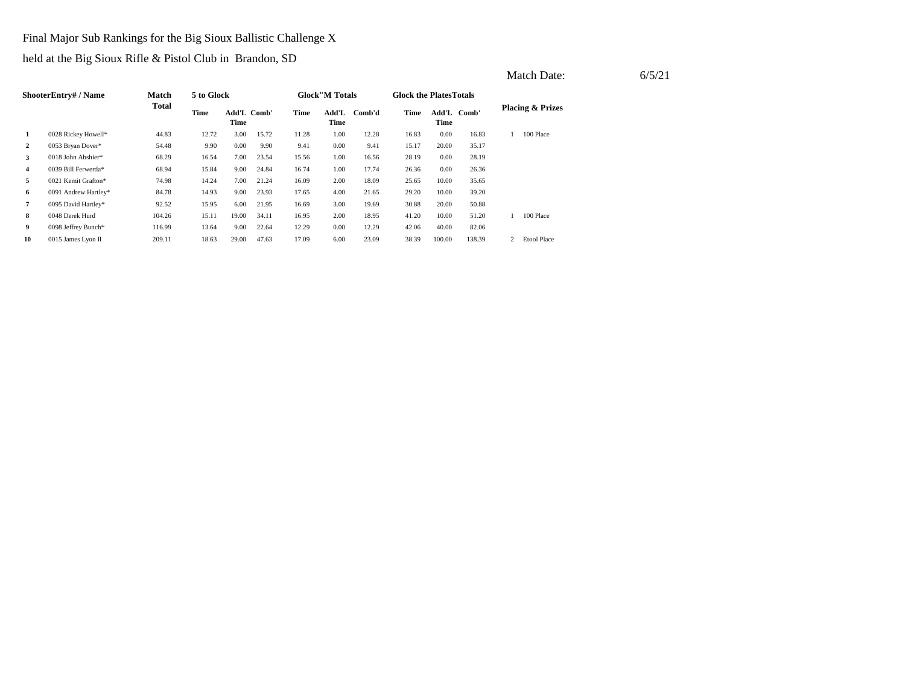Final Major Sub Rankings for the Big Sioux Ballistic Challenge X

held at the Big Sioux Rifle & Pistol Club in Brandon, SD

Match Date: 6/5/21

| Shooter | Entry# / Name | Match Total | 5 to Glock | | | Glock"M Totals | | | Glock the Plates Totals | | | Placing & Prizes | |
|---|---|---|---|---|---|---|---|---|---|---|---|---|---|
| | | | Time | Add'L Time | Comb' | Time | Add'L Time | Comb'd | Time | Add'L Time | Comb' | | |
| 1 | 0028 Rickey Howell* | 44.83 | 12.72 | 3.00 | 15.72 | 11.28 | 1.00 | 12.28 | 16.83 | 0.00 | 16.83 | 1 | 100 Place |
| 2 | 0053 Bryan Dover* | 54.48 | 9.90 | 0.00 | 9.90 | 9.41 | 0.00 | 9.41 | 15.17 | 20.00 | 35.17 | | |
| 3 | 0018 John Abshier* | 68.29 | 16.54 | 7.00 | 23.54 | 15.56 | 1.00 | 16.56 | 28.19 | 0.00 | 28.19 | | |
| 4 | 0039 Bill Ferwerda* | 68.94 | 15.84 | 9.00 | 24.84 | 16.74 | 1.00 | 17.74 | 26.36 | 0.00 | 26.36 | | |
| 5 | 0021 Kemit Grafton* | 74.98 | 14.24 | 7.00 | 21.24 | 16.09 | 2.00 | 18.09 | 25.65 | 10.00 | 35.65 | | |
| 6 | 0091 Andrew Hartley* | 84.78 | 14.93 | 9.00 | 23.93 | 17.65 | 4.00 | 21.65 | 29.20 | 10.00 | 39.20 | | |
| 7 | 0095 David Hartley* | 92.52 | 15.95 | 6.00 | 21.95 | 16.69 | 3.00 | 19.69 | 30.88 | 20.00 | 50.88 | | |
| 8 | 0048 Derek Hurd | 104.26 | 15.11 | 19.00 | 34.11 | 16.95 | 2.00 | 18.95 | 41.20 | 10.00 | 51.20 | 1 | 100 Place |
| 9 | 0098 Jeffrey Bunch* | 116.99 | 13.64 | 9.00 | 22.64 | 12.29 | 0.00 | 12.29 | 42.06 | 40.00 | 82.06 | | |
| 10 | 0015 James Lyon II | 209.11 | 18.63 | 29.00 | 47.63 | 17.09 | 6.00 | 23.09 | 38.39 | 100.00 | 138.39 | 2 | Etool Place |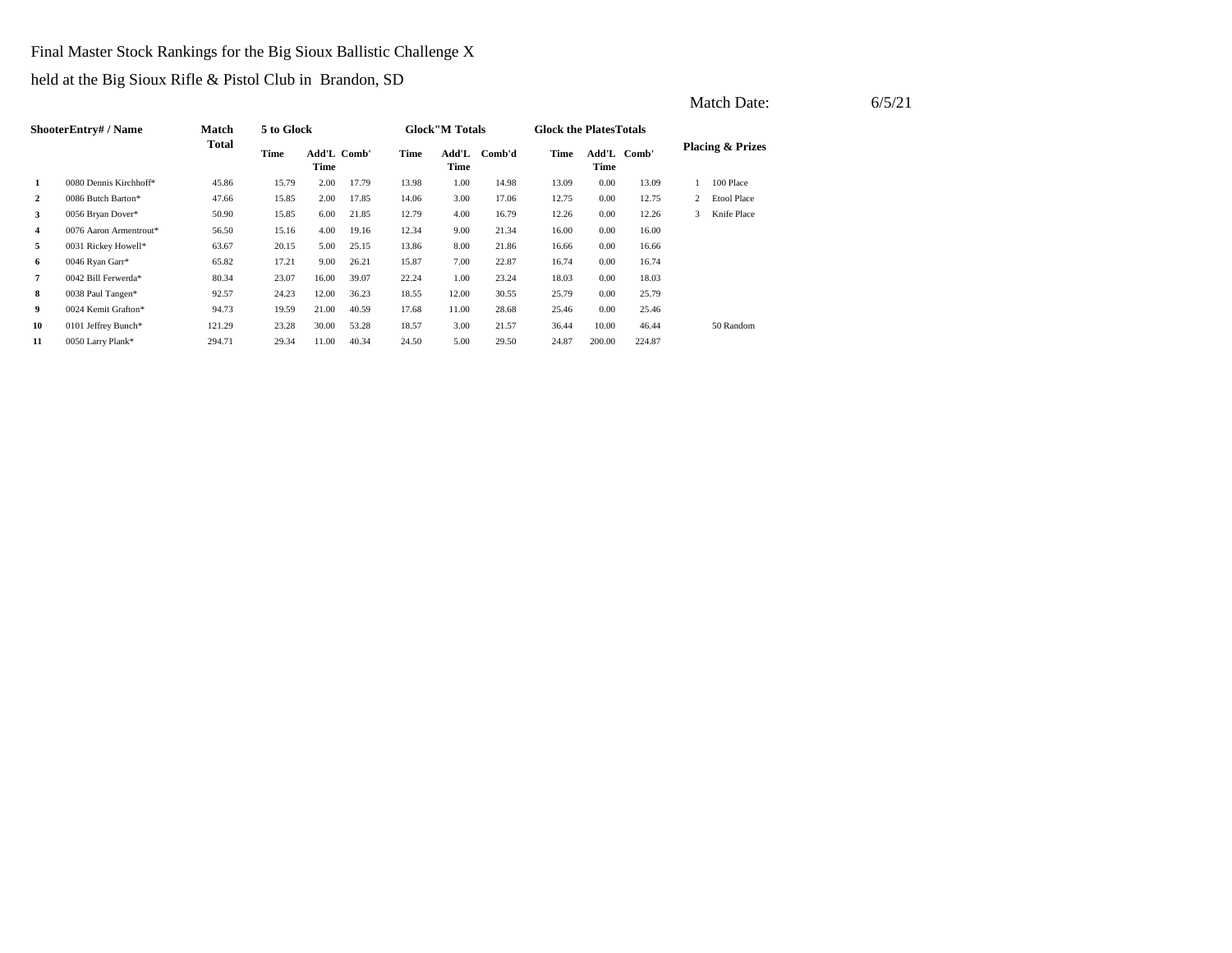Final Master Stock Rankings for the Big Sioux Ballistic Challenge X

held at the Big Sioux Rifle & Pistol Club in Brandon, SD

Match Date: 6/5/21

| Shooter | Entry# / Name | Match Total | 5 to Glock | | | Glock"M Totals | | | Glock the Plates Totals | | | Placing & Prizes | |
|---|---|---|---|---|---|---|---|---|---|---|---|---|---|
| | | | Time | Add'L Time | Comb' | Time | Add'L Time | Comb'd | Time | Add'L Time | Comb' | | |
| 1 | 0080 Dennis Kirchhoff* | 45.86 | 15.79 | 2.00 | 17.79 | 13.98 | 1.00 | 14.98 | 13.09 | 0.00 | 13.09 | 1 | 100 Place |
| 2 | 0086 Butch Barton* | 47.66 | 15.85 | 2.00 | 17.85 | 14.06 | 3.00 | 17.06 | 12.75 | 0.00 | 12.75 | 2 | Etool Place |
| 3 | 0056 Bryan Dover* | 50.90 | 15.85 | 6.00 | 21.85 | 12.79 | 4.00 | 16.79 | 12.26 | 0.00 | 12.26 | 3 | Knife Place |
| 4 | 0076 Aaron Armentrout* | 56.50 | 15.16 | 4.00 | 19.16 | 12.34 | 9.00 | 21.34 | 16.00 | 0.00 | 16.00 | | |
| 5 | 0031 Rickey Howell* | 63.67 | 20.15 | 5.00 | 25.15 | 13.86 | 8.00 | 21.86 | 16.66 | 0.00 | 16.66 | | |
| 6 | 0046 Ryan Garr* | 65.82 | 17.21 | 9.00 | 26.21 | 15.87 | 7.00 | 22.87 | 16.74 | 0.00 | 16.74 | | |
| 7 | 0042 Bill Ferwerda* | 80.34 | 23.07 | 16.00 | 39.07 | 22.24 | 1.00 | 23.24 | 18.03 | 0.00 | 18.03 | | |
| 8 | 0038 Paul Tangen* | 92.57 | 24.23 | 12.00 | 36.23 | 18.55 | 12.00 | 30.55 | 25.79 | 0.00 | 25.79 | | |
| 9 | 0024 Kemit Grafton* | 94.73 | 19.59 | 21.00 | 40.59 | 17.68 | 11.00 | 28.68 | 25.46 | 0.00 | 25.46 | | |
| 10 | 0101 Jeffrey Bunch* | 121.29 | 23.28 | 30.00 | 53.28 | 18.57 | 3.00 | 21.57 | 36.44 | 10.00 | 46.44 | | 50 Random |
| 11 | 0050 Larry Plank* | 294.71 | 29.34 | 11.00 | 40.34 | 24.50 | 5.00 | 29.50 | 24.87 | 200.00 | 224.87 | | |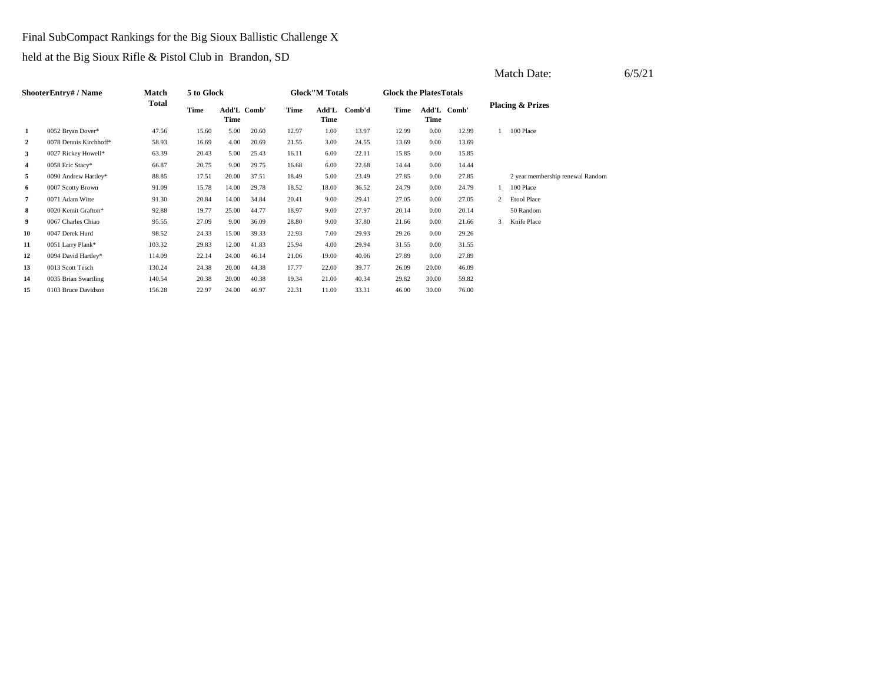Final SubCompact Rankings for the Big Sioux Ballistic Challenge X

held at the Big Sioux Rifle & Pistol Club in Brandon, SD

Match Date: 6/5/21

| Shooter | Entry# / Name | Match Total | 5 to Glock | | | Glock"M Totals | | | Glock the Plates Totals | | | Placing & Prizes | |
|---|---|---|---|---|---|---|---|---|---|---|---|---|---|
| | | | Time | Add'L Time | Comb' | Time | Add'L Time | Comb'd | Time | Add'L Time | Comb' | | |
| 1 | 0052 Bryan Dover* | 47.56 | 15.60 | 5.00 | 20.60 | 12.97 | 1.00 | 13.97 | 12.99 | 0.00 | 12.99 | 1 | 100 Place |
| 2 | 0078 Dennis Kirchhoff* | 58.93 | 16.69 | 4.00 | 20.69 | 21.55 | 3.00 | 24.55 | 13.69 | 0.00 | 13.69 | | |
| 3 | 0027 Rickey Howell* | 63.39 | 20.43 | 5.00 | 25.43 | 16.11 | 6.00 | 22.11 | 15.85 | 0.00 | 15.85 | | |
| 4 | 0058 Eric Stacy* | 66.87 | 20.75 | 9.00 | 29.75 | 16.68 | 6.00 | 22.68 | 14.44 | 0.00 | 14.44 | | |
| 5 | 0090 Andrew Hartley* | 88.85 | 17.51 | 20.00 | 37.51 | 18.49 | 5.00 | 23.49 | 27.85 | 0.00 | 27.85 | | 2 year membership renewal Random |
| 6 | 0007 Scotty Brown | 91.09 | 15.78 | 14.00 | 29.78 | 18.52 | 18.00 | 36.52 | 24.79 | 0.00 | 24.79 | 1 | 100 Place |
| 7 | 0071 Adam Witte | 91.30 | 20.84 | 14.00 | 34.84 | 20.41 | 9.00 | 29.41 | 27.05 | 0.00 | 27.05 | 2 | Etool Place |
| 8 | 0020 Kemit Grafton* | 92.88 | 19.77 | 25.00 | 44.77 | 18.97 | 9.00 | 27.97 | 20.14 | 0.00 | 20.14 | | 50 Random |
| 9 | 0067 Charles Chiao | 95.55 | 27.09 | 9.00 | 36.09 | 28.80 | 9.00 | 37.80 | 21.66 | 0.00 | 21.66 | 3 | Knife Place |
| 10 | 0047 Derek Hurd | 98.52 | 24.33 | 15.00 | 39.33 | 22.93 | 7.00 | 29.93 | 29.26 | 0.00 | 29.26 | | |
| 11 | 0051 Larry Plank* | 103.32 | 29.83 | 12.00 | 41.83 | 25.94 | 4.00 | 29.94 | 31.55 | 0.00 | 31.55 | | |
| 12 | 0094 David Hartley* | 114.09 | 22.14 | 24.00 | 46.14 | 21.06 | 19.00 | 40.06 | 27.89 | 0.00 | 27.89 | | |
| 13 | 0013 Scott Tesch | 130.24 | 24.38 | 20.00 | 44.38 | 17.77 | 22.00 | 39.77 | 26.09 | 20.00 | 46.09 | | |
| 14 | 0035 Brian Swartling | 140.54 | 20.38 | 20.00 | 40.38 | 19.34 | 21.00 | 40.34 | 29.82 | 30.00 | 59.82 | | |
| 15 | 0103 Bruce Davidson | 156.28 | 22.97 | 24.00 | 46.97 | 22.31 | 11.00 | 33.31 | 46.00 | 30.00 | 76.00 | | |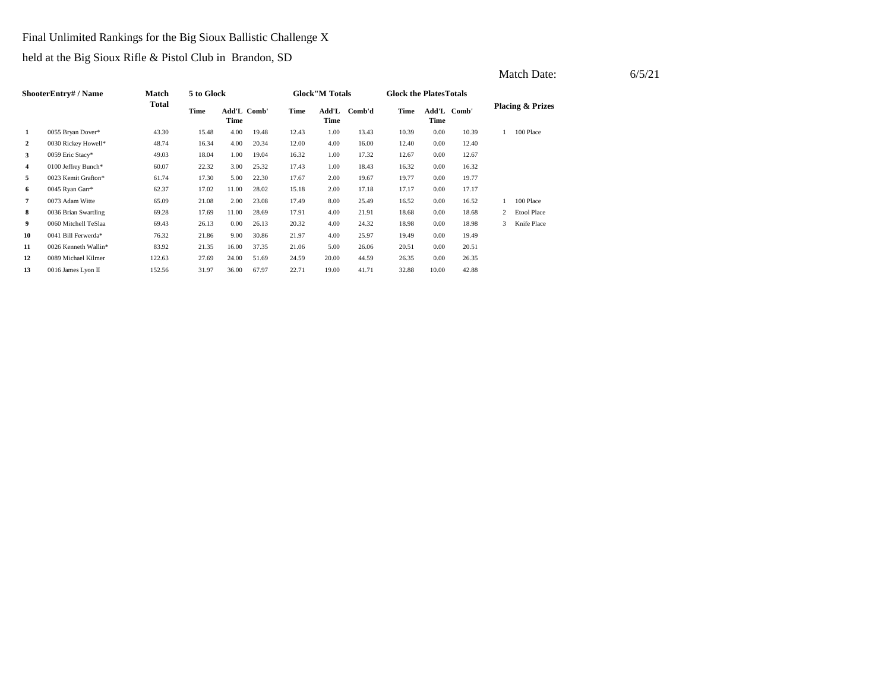Final Unlimited Rankings for the Big Sioux Ballistic Challenge X

held at the Big Sioux Rifle & Pistol Club in Brandon, SD

Match Date: 6/5/21

| Shooter | Entry# / Name | Match Total | 5 to Glock | | | Glock"M Totals | | | Glock the Plates Totals | | | Placing & Prizes | |
|---|---|---|---|---|---|---|---|---|---|---|---|---|---|
| | | | Time | Add'L Time | Comb' | Time | Add'L Time | Comb'd | Time | Add'L Time | Comb' | | |
| 1 | 0055 Bryan Dover* | 43.30 | 15.48 | 4.00 | 19.48 | 12.43 | 1.00 | 13.43 | 10.39 | 0.00 | 10.39 | 1 | 100 Place |
| 2 | 0030 Rickey Howell* | 48.74 | 16.34 | 4.00 | 20.34 | 12.00 | 4.00 | 16.00 | 12.40 | 0.00 | 12.40 | | |
| 3 | 0059 Eric Stacy* | 49.03 | 18.04 | 1.00 | 19.04 | 16.32 | 1.00 | 17.32 | 12.67 | 0.00 | 12.67 | | |
| 4 | 0100 Jeffrey Bunch* | 60.07 | 22.32 | 3.00 | 25.32 | 17.43 | 1.00 | 18.43 | 16.32 | 0.00 | 16.32 | | |
| 5 | 0023 Kemit Grafton* | 61.74 | 17.30 | 5.00 | 22.30 | 17.67 | 2.00 | 19.67 | 19.77 | 0.00 | 19.77 | | |
| 6 | 0045 Ryan Garr* | 62.37 | 17.02 | 11.00 | 28.02 | 15.18 | 2.00 | 17.18 | 17.17 | 0.00 | 17.17 | | |
| 7 | 0073 Adam Witte | 65.09 | 21.08 | 2.00 | 23.08 | 17.49 | 8.00 | 25.49 | 16.52 | 0.00 | 16.52 | 1 | 100 Place |
| 8 | 0036 Brian Swartling | 69.28 | 17.69 | 11.00 | 28.69 | 17.91 | 4.00 | 21.91 | 18.68 | 0.00 | 18.68 | 2 | Etool Place |
| 9 | 0060 Mitchell TeSlaa | 69.43 | 26.13 | 0.00 | 26.13 | 20.32 | 4.00 | 24.32 | 18.98 | 0.00 | 18.98 | 3 | Knife Place |
| 10 | 0041 Bill Ferwerda* | 76.32 | 21.86 | 9.00 | 30.86 | 21.97 | 4.00 | 25.97 | 19.49 | 0.00 | 19.49 | | |
| 11 | 0026 Kenneth Wallin* | 83.92 | 21.35 | 16.00 | 37.35 | 21.06 | 5.00 | 26.06 | 20.51 | 0.00 | 20.51 | | |
| 12 | 0089 Michael Kilmer | 122.63 | 27.69 | 24.00 | 51.69 | 24.59 | 20.00 | 44.59 | 26.35 | 0.00 | 26.35 | | |
| 13 | 0016 James Lyon II | 152.56 | 31.97 | 36.00 | 67.97 | 22.71 | 19.00 | 41.71 | 32.88 | 10.00 | 42.88 | | |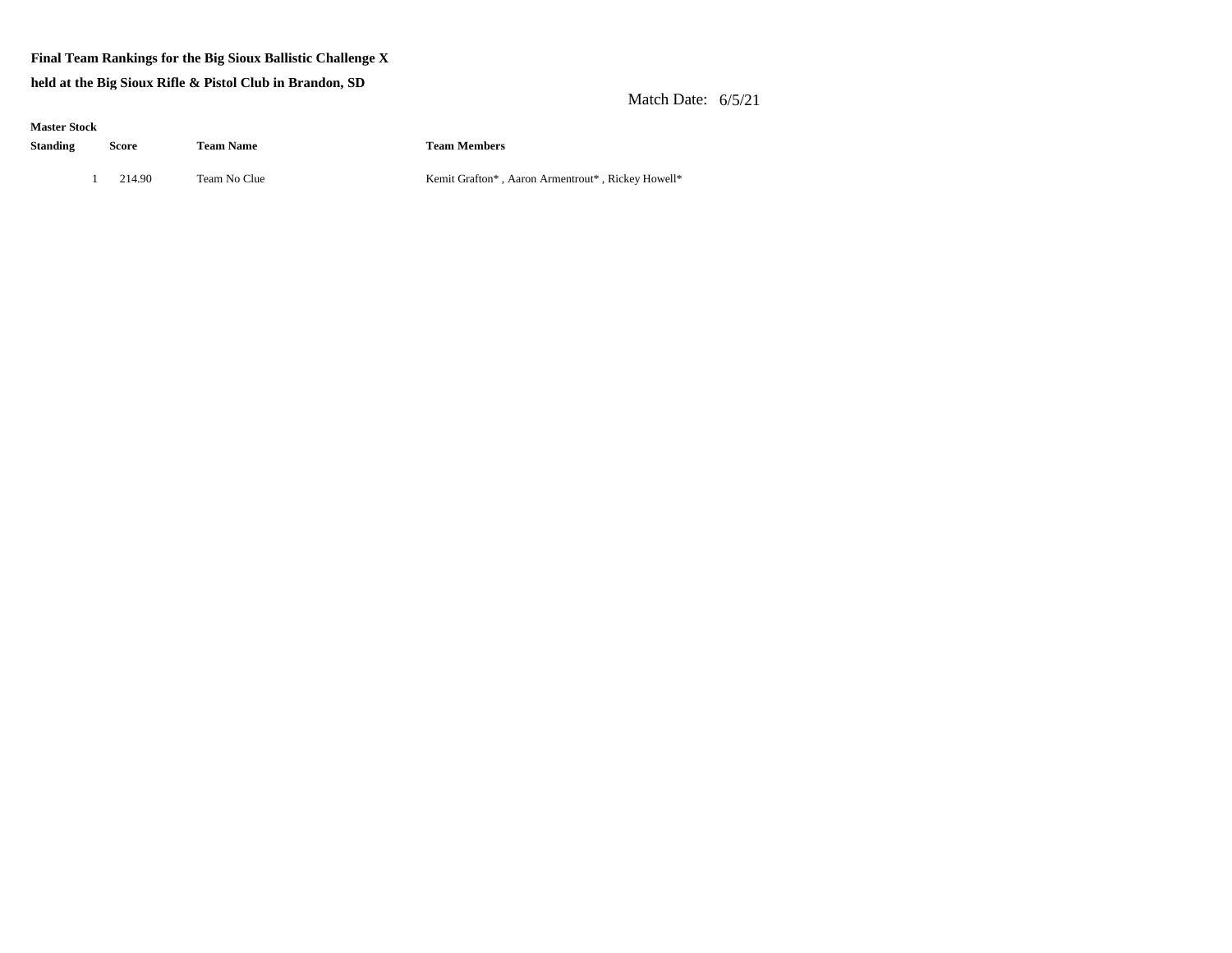**Final Team Rankings for the Big Sioux Ballistic Challenge X**

**held at the Big Sioux Rifle & Pistol Club in Brandon, SD**

Match Date: 6/5/21

**Master Stock**

| **Standing** | **Score** | **Team Name** | **Team Members** |
|---|---|---|---|
| 1 | 214.90 | Team No Clue | Kemit Grafton* , Aaron Armentrout* , Rickey Howell* |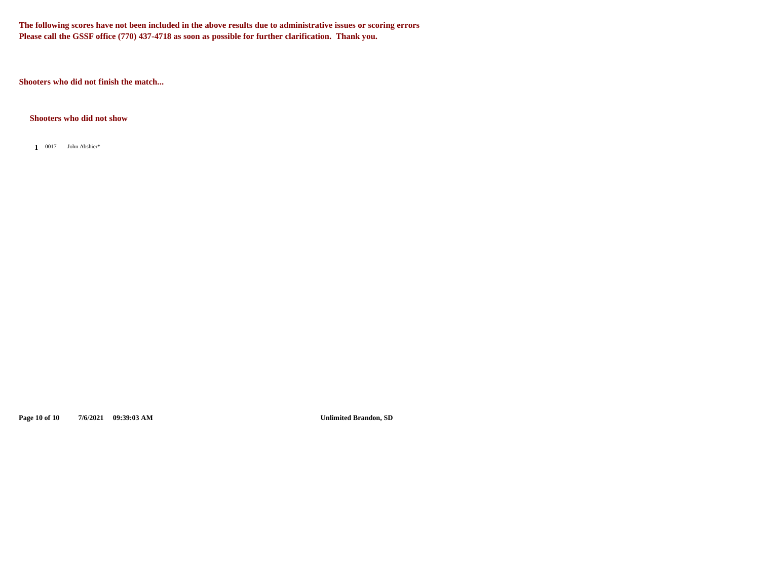**The following scores have not been included in the above results due to administrative issues or scoring errors**
**Please call the GSSF office (770) 437-4718 as soon as possible for further clarification. Thank you.**

**Shooters who did not finish the match...**

**Shooters who did not show**

| | | |
|---|---|---|
| **1** | 0017 | John Abshier* |